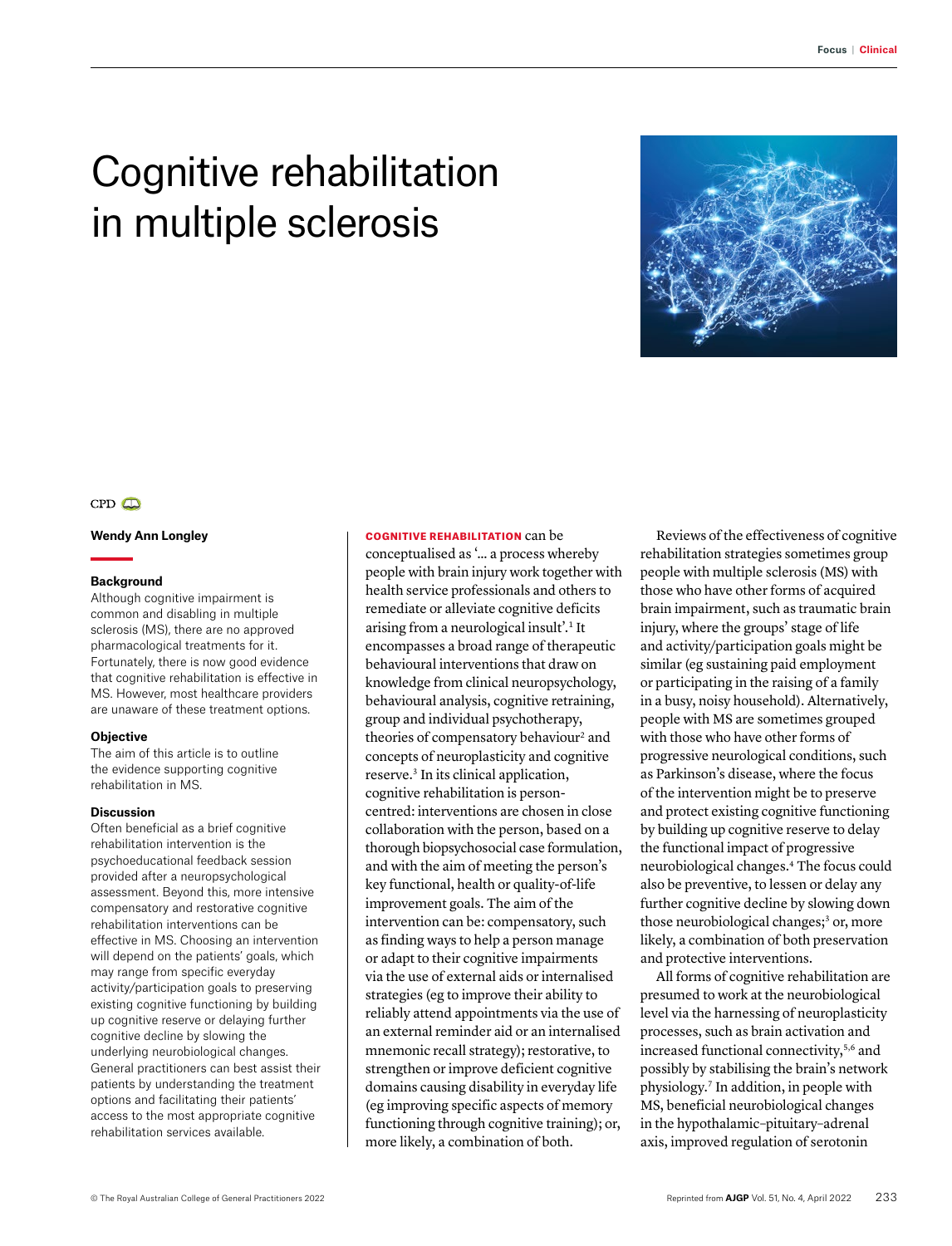# Cognitive rehabilitation in multiple sclerosis

CPD

**Wendy Ann Longley**

### Background

Although cognitive impairment is common and disabling in multiple sclerosis (MS), there are no approved pharmacological treatments for it. Fortunately, there is now good evidence that cognitive rehabilitation is effective in MS. However, most healthcare providers are unaware of these treatment options.

### Objective

The aim of this article is to outline the evidence supporting cognitive rehabilitation in MS.

### Discussion

Often beneficial as a brief cognitive rehabilitation intervention is the psychoeducational feedback session provided after a neuropsychological assessment. Beyond this, more intensive compensatory and restorative cognitive rehabilitation interventions can be effective in MS. Choosing an intervention will depend on the patients' goals, which may range from specific everyday activity/participation goals to preserving existing cognitive functioning by building up cognitive reserve or delaying further cognitive decline by slowing the underlying neurobiological changes. General practitioners can best assist their patients by understanding the treatment options and facilitating their patients' access to the most appropriate cognitive rehabilitation services available.

**COGNITIVE REHABILITATION** can be conceptualised as '… a process whereby people with brain injury work together with health service professionals and others to remediate or alleviate cognitive deficits arising from a neurological insult'.[1] It encompasses a broad range of therapeutic behavioural interventions that draw on knowledge from clinical neuropsychology, behavioural analysis, cognitive retraining, group and individual psychotherapy, theories of compensatory behaviour[2] and concepts of neuroplasticity and cognitive reserve.[3] In its clinical application, cognitive rehabilitation is person-centred: interventions are chosen in close collaboration with the person, based on a thorough biopsychosocial case formulation, and with the aim of meeting the person's key functional, health or quality-of-life improvement goals. The aim of the intervention can be: compensatory, such as finding ways to help a person manage or adapt to their cognitive impairments via the use of external aids or internalised strategies (eg to improve their ability to reliably attend appointments via the use of an external reminder aid or an internalised mnemonic recall strategy); restorative, to strengthen or improve deficient cognitive domains causing disability in everyday life (eg improving specific aspects of memory functioning through cognitive training); or, more likely, a combination of both.

Reviews of the effectiveness of cognitive rehabilitation strategies sometimes group people with multiple sclerosis (MS) with those who have other forms of acquired brain impairment, such as traumatic brain injury, where the groups' stage of life and activity/participation goals might be similar (eg sustaining paid employment or participating in the raising of a family in a busy, noisy household). Alternatively, people with MS are sometimes grouped with those who have other forms of progressive neurological conditions, such as Parkinson's disease, where the focus of the intervention might be to preserve and protect existing cognitive functioning by building up cognitive reserve to delay the functional impact of progressive neurobiological changes.[4] The focus could also be preventive, to lessen or delay any further cognitive decline by slowing down those neurobiological changes;[3] or, more likely, a combination of both preservation and protective interventions.

All forms of cognitive rehabilitation are presumed to work at the neurobiological level via the harnessing of neuroplasticity processes, such as brain activation and increased functional connectivity,[5,6] and possibly by stabilising the brain's network physiology.[7] In addition, in people with MS, beneficial neurobiological changes in the hypothalamic–pituitary–adrenal axis, improved regulation of serotonin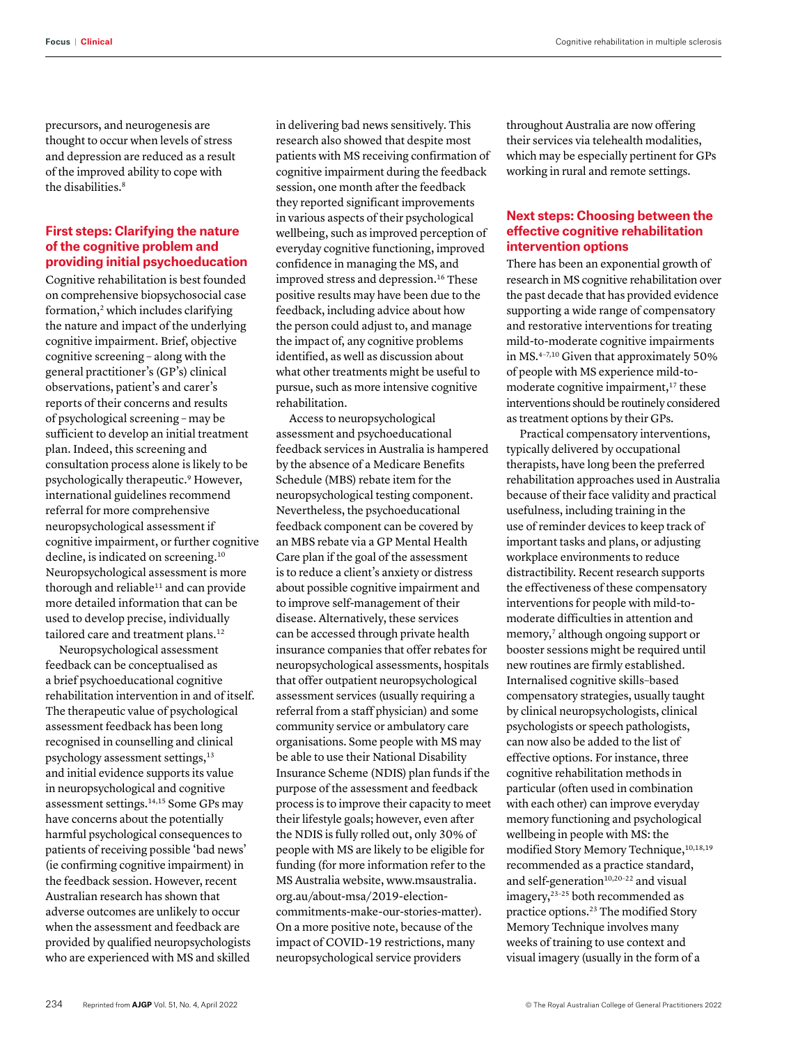precursors, and neurogenesis are thought to occur when levels of stress and depression are reduced as a result of the improved ability to cope with the disabilities.[8]

## First steps: Clarifying the nature of the cognitive problem and providing initial psychoeducation

Cognitive rehabilitation is best founded on comprehensive biopsychosocial case formation,[2] which includes clarifying the nature and impact of the underlying cognitive impairment. Brief, objective cognitive screening – along with the general practitioner's (GP's) clinical observations, patient's and carer's reports of their concerns and results of psychological screening – may be sufficient to develop an initial treatment plan. Indeed, this screening and consultation process alone is likely to be psychologically therapeutic.[9] However, international guidelines recommend referral for more comprehensive neuropsychological assessment if cognitive impairment, or further cognitive decline, is indicated on screening.[10] Neuropsychological assessment is more thorough and reliable[11] and can provide more detailed information that can be used to develop precise, individually tailored care and treatment plans.[12]

Neuropsychological assessment feedback can be conceptualised as a brief psychoeducational cognitive rehabilitation intervention in and of itself. The therapeutic value of psychological assessment feedback has been long recognised in counselling and clinical psychology assessment settings,[13] and initial evidence supports its value in neuropsychological and cognitive assessment settings.[14,15] Some GPs may have concerns about the potentially harmful psychological consequences to patients of receiving possible 'bad news' (ie confirming cognitive impairment) in the feedback session. However, recent Australian research has shown that adverse outcomes are unlikely to occur when the assessment and feedback are provided by qualified neuropsychologists who are experienced with MS and skilled in delivering bad news sensitively. This research also showed that despite most patients with MS receiving confirmation of cognitive impairment during the feedback session, one month after the feedback they reported significant improvements in various aspects of their psychological wellbeing, such as improved perception of everyday cognitive functioning, improved confidence in managing the MS, and improved stress and depression.[16] These positive results may have been due to the feedback, including advice about how the person could adjust to, and manage the impact of, any cognitive problems identified, as well as discussion about what other treatments might be useful to pursue, such as more intensive cognitive rehabilitation.

Access to neuropsychological assessment and psychoeducational feedback services in Australia is hampered by the absence of a Medicare Benefits Schedule (MBS) rebate item for the neuropsychological testing component. Nevertheless, the psychoeducational feedback component can be covered by an MBS rebate via a GP Mental Health Care plan if the goal of the assessment is to reduce a client's anxiety or distress about possible cognitive impairment and to improve self-management of their disease. Alternatively, these services can be accessed through private health insurance companies that offer rebates for neuropsychological assessments, hospitals that offer outpatient neuropsychological assessment services (usually requiring a referral from a staff physician) and some community service or ambulatory care organisations. Some people with MS may be able to use their National Disability Insurance Scheme (NDIS) plan funds if the purpose of the assessment and feedback process is to improve their capacity to meet their lifestyle goals; however, even after the NDIS is fully rolled out, only 30% of people with MS are likely to be eligible for funding (for more information refer to the MS Australia website, www.msaustralia.org.au/about-msa/2019-election-commitments-make-our-stories-matter). On a more positive note, because of the impact of COVID-19 restrictions, many neuropsychological service providers throughout Australia are now offering their services via telehealth modalities, which may be especially pertinent for GPs working in rural and remote settings.

## Next steps: Choosing between the effective cognitive rehabilitation intervention options

There has been an exponential growth of research in MS cognitive rehabilitation over the past decade that has provided evidence supporting a wide range of compensatory and restorative interventions for treating mild-to-moderate cognitive impairments in MS.[4–7,10] Given that approximately 50% of people with MS experience mild-to-moderate cognitive impairment,[17] these interventions should be routinely considered as treatment options by their GPs.

Practical compensatory interventions, typically delivered by occupational therapists, have long been the preferred rehabilitation approaches used in Australia because of their face validity and practical usefulness, including training in the use of reminder devices to keep track of important tasks and plans, or adjusting workplace environments to reduce distractibility. Recent research supports the effectiveness of these compensatory interventions for people with mild-to-moderate difficulties in attention and memory,[7] although ongoing support or booster sessions might be required until new routines are firmly established. Internalised cognitive skills–based compensatory strategies, usually taught by clinical neuropsychologists, clinical psychologists or speech pathologists, can now also be added to the list of effective options. For instance, three cognitive rehabilitation methods in particular (often used in combination with each other) can improve everyday memory functioning and psychological wellbeing in people with MS: the modified Story Memory Technique,[10,18,19] recommended as a practice standard, and self-generation[10,20–22] and visual imagery,[23–25] both recommended as practice options.[23] The modified Story Memory Technique involves many weeks of training to use context and visual imagery (usually in the form of a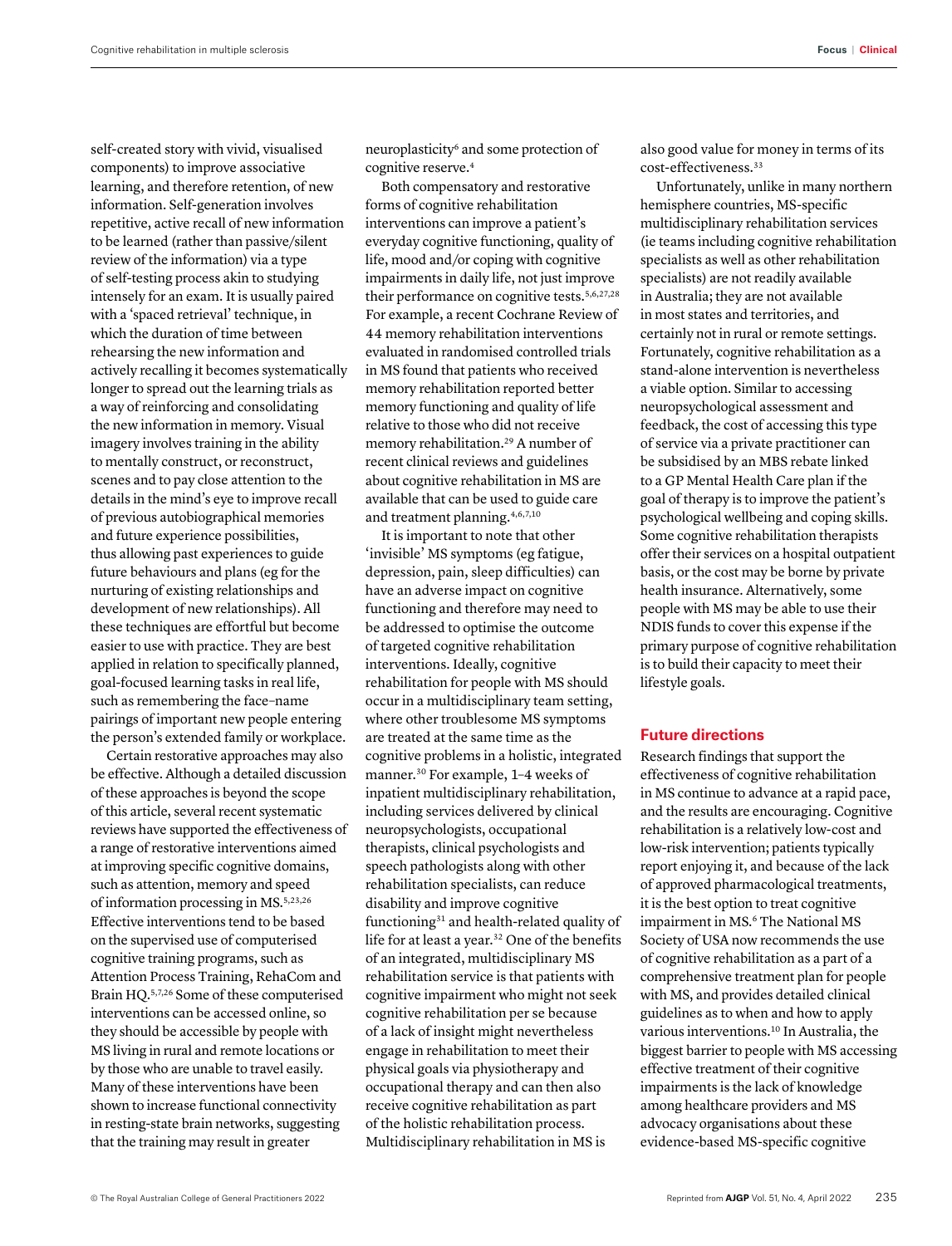self-created story with vivid, visualised components) to improve associative learning, and therefore retention, of new information. Self-generation involves repetitive, active recall of new information to be learned (rather than passive/silent review of the information) via a type of self-testing process akin to studying intensely for an exam. It is usually paired with a 'spaced retrieval' technique, in which the duration of time between rehearsing the new information and actively recalling it becomes systematically longer to spread out the learning trials as a way of reinforcing and consolidating the new information in memory. Visual imagery involves training in the ability to mentally construct, or reconstruct, scenes and to pay close attention to the details in the mind's eye to improve recall of previous autobiographical memories and future experience possibilities, thus allowing past experiences to guide future behaviours and plans (eg for the nurturing of existing relationships and development of new relationships). All these techniques are effortful but become easier to use with practice. They are best applied in relation to specifically planned, goal-focused learning tasks in real life, such as remembering the face–name pairings of important new people entering the person's extended family or workplace.

Certain restorative approaches may also be effective. Although a detailed discussion of these approaches is beyond the scope of this article, several recent systematic reviews have supported the effectiveness of a range of restorative interventions aimed at improving specific cognitive domains, such as attention, memory and speed of information processing in MS.[5,23,26] Effective interventions tend to be based on the supervised use of computerised cognitive training programs, such as Attention Process Training, RehaCom and Brain HQ.[5,7,26] Some of these computerised interventions can be accessed online, so they should be accessible by people with MS living in rural and remote locations or by those who are unable to travel easily. Many of these interventions have been shown to increase functional connectivity in resting-state brain networks, suggesting that the training may result in greater neuroplasticity[6] and some protection of cognitive reserve.[4]

Both compensatory and restorative forms of cognitive rehabilitation interventions can improve a patient's everyday cognitive functioning, quality of life, mood and/or coping with cognitive impairments in daily life, not just improve their performance on cognitive tests.[5,6,27,28] For example, a recent Cochrane Review of 44 memory rehabilitation interventions evaluated in randomised controlled trials in MS found that patients who received memory rehabilitation reported better memory functioning and quality of life relative to those who did not receive memory rehabilitation.[29] A number of recent clinical reviews and guidelines about cognitive rehabilitation in MS are available that can be used to guide care and treatment planning.[4,6,7,10]

It is important to note that other 'invisible' MS symptoms (eg fatigue, depression, pain, sleep difficulties) can have an adverse impact on cognitive functioning and therefore may need to be addressed to optimise the outcome of targeted cognitive rehabilitation interventions. Ideally, cognitive rehabilitation for people with MS should occur in a multidisciplinary team setting, where other troublesome MS symptoms are treated at the same time as the cognitive problems in a holistic, integrated manner.[30] For example, 1–4 weeks of inpatient multidisciplinary rehabilitation, including services delivered by clinical neuropsychologists, occupational therapists, clinical psychologists and speech pathologists along with other rehabilitation specialists, can reduce disability and improve cognitive functioning[31] and health-related quality of life for at least a year.[32] One of the benefits of an integrated, multidisciplinary MS rehabilitation service is that patients with cognitive impairment who might not seek cognitive rehabilitation per se because of a lack of insight might nevertheless engage in rehabilitation to meet their physical goals via physiotherapy and occupational therapy and can then also receive cognitive rehabilitation as part of the holistic rehabilitation process. Multidisciplinary rehabilitation in MS is also good value for money in terms of its cost-effectiveness.[33]

Unfortunately, unlike in many northern hemisphere countries, MS-specific multidisciplinary rehabilitation services (ie teams including cognitive rehabilitation specialists as well as other rehabilitation specialists) are not readily available in Australia; they are not available in most states and territories, and certainly not in rural or remote settings. Fortunately, cognitive rehabilitation as a stand-alone intervention is nevertheless a viable option. Similar to accessing neuropsychological assessment and feedback, the cost of accessing this type of service via a private practitioner can be subsidised by an MBS rebate linked to a GP Mental Health Care plan if the goal of therapy is to improve the patient's psychological wellbeing and coping skills. Some cognitive rehabilitation therapists offer their services on a hospital outpatient basis, or the cost may be borne by private health insurance. Alternatively, some people with MS may be able to use their NDIS funds to cover this expense if the primary purpose of cognitive rehabilitation is to build their capacity to meet their lifestyle goals.

## Future directions

Research findings that support the effectiveness of cognitive rehabilitation in MS continue to advance at a rapid pace, and the results are encouraging. Cognitive rehabilitation is a relatively low-cost and low-risk intervention; patients typically report enjoying it, and because of the lack of approved pharmacological treatments, it is the best option to treat cognitive impairment in MS.[6] The National MS Society of USA now recommends the use of cognitive rehabilitation as a part of a comprehensive treatment plan for people with MS, and provides detailed clinical guidelines as to when and how to apply various interventions.[10] In Australia, the biggest barrier to people with MS accessing effective treatment of their cognitive impairments is the lack of knowledge among healthcare providers and MS advocacy organisations about these evidence-based MS-specific cognitive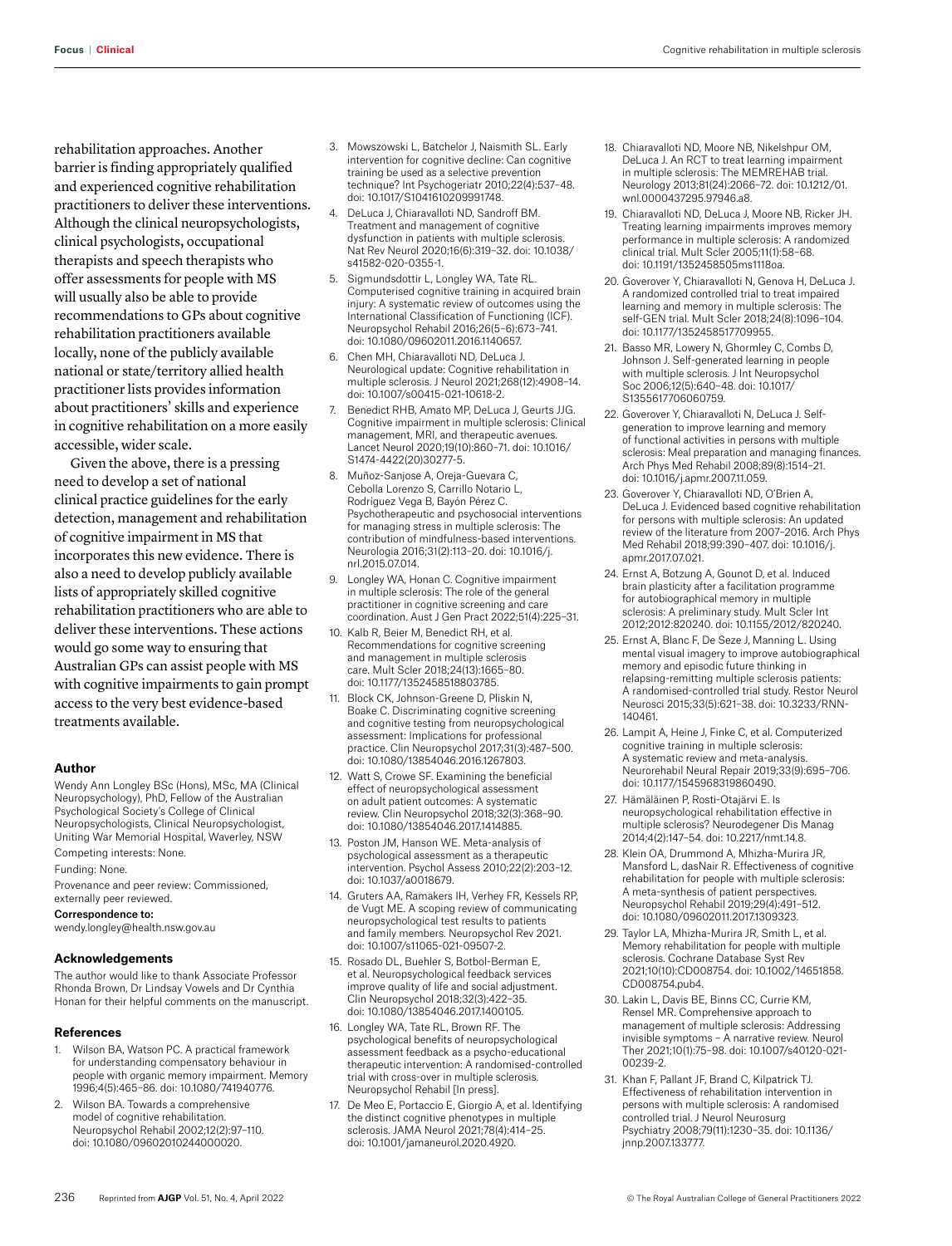rehabilitation approaches. Another barrier is finding appropriately qualified and experienced cognitive rehabilitation practitioners to deliver these interventions. Although the clinical neuropsychologists, clinical psychologists, occupational therapists and speech therapists who offer assessments for people with MS will usually also be able to provide recommendations to GPs about cognitive rehabilitation practitioners available locally, none of the publicly available national or state/territory allied health practitioner lists provides information about practitioners' skills and experience in cognitive rehabilitation on a more easily accessible, wider scale.

Given the above, there is a pressing need to develop a set of national clinical practice guidelines for the early detection, management and rehabilitation of cognitive impairment in MS that incorporates this new evidence. There is also a need to develop publicly available lists of appropriately skilled cognitive rehabilitation practitioners who are able to deliver these interventions. These actions would go some way to ensuring that Australian GPs can assist people with MS with cognitive impairments to gain prompt access to the very best evidence-based treatments available.

### Author

Wendy Ann Longley BSc (Hons), MSc, MA (Clinical Neuropsychology), PhD, Fellow of the Australian Psychological Society's College of Clinical Neuropsychologists, Clinical Neuropsychologist, Uniting War Memorial Hospital, Waverley, NSW

Competing interests: None.

Funding: None.

Provenance and peer review: Commissioned, externally peer reviewed.

**Correspondence to:**
wendy.longley@health.nsw.gov.au

### Acknowledgements

The author would like to thank Associate Professor Rhonda Brown, Dr Lindsay Vowels and Dr Cynthia Honan for their helpful comments on the manuscript.

### References

1. Wilson BA, Watson PC. A practical framework for understanding compensatory behaviour in people with organic memory impairment. Memory 1996;4(5):465–86. doi: 10.1080/741940776.
2. Wilson BA. Towards a comprehensive model of cognitive rehabilitation. Neuropsychol Rehabil 2002;12(2):97–110. doi: 10.1080/09602010244000020.
3. Mowszowski L, Batchelor J, Naismith SL. Early intervention for cognitive decline: Can cognitive training be used as a selective prevention technique? Int Psychogeriatr 2010;22(4):537–48. doi: 10.1017/S1041610209991748.
4. DeLuca J, Chiaravalloti ND, Sandroff BM. Treatment and management of cognitive dysfunction in patients with multiple sclerosis. Nat Rev Neurol 2020;16(6):319–32. doi: 10.1038/s41582-020-0355-1.
5. Sigmundsdottir L, Longley WA, Tate RL. Computerised cognitive training in acquired brain injury: A systematic review of outcomes using the International Classification of Functioning (ICF). Neuropsychol Rehabil 2016;26(5–6):673–741. doi: 10.1080/09602011.2016.1140657.
6. Chen MH, Chiaravalloti ND, DeLuca J. Neurological update: Cognitive rehabilitation in multiple sclerosis. J Neurol 2021;268(12):4908–14. doi: 10.1007/s00415-021-10618-2.
7. Benedict RHB, Amato MP, DeLuca J, Geurts JJG. Cognitive impairment in multiple sclerosis: Clinical management, MRI, and therapeutic avenues. Lancet Neurol 2020;19(10):860–71. doi: 10.1016/S1474-4422(20)30277-5.
8. Muñoz-Sanjose A, Oreja-Guevara C, Cebolla Lorenzo S, Carrillo Notario L, Rodríguez Vega B, Bayón Pérez C. Psychotherapeutic and psychosocial interventions for managing stress in multiple sclerosis: The contribution of mindfulness-based interventions. Neurologia 2016;31(2):113–20. doi: 10.1016/j.nrl.2015.07.014.
9. Longley WA, Honan C. Cognitive impairment in multiple sclerosis: The role of the general practitioner in cognitive screening and care coordination. Aust J Gen Pract 2022;51(4):225–31.
10. Kalb R, Beier M, Benedict RH, et al. Recommendations for cognitive screening and management in multiple sclerosis care. Mult Scler 2018;24(13):1665–80. doi: 10.1177/1352458518803785.
11. Block CK, Johnson-Greene D, Pliskin N, Boake C. Discriminating cognitive screening and cognitive testing from neuropsychological assessment: Implications for professional practice. Clin Neuropsychol 2017;31(3):487–500. doi: 10.1080/13854046.2016.1267803.
12. Watt S, Crowe SF. Examining the beneficial effect of neuropsychological assessment on adult patient outcomes: A systematic review. Clin Neuropsychol 2018;32(3):368–90. doi: 10.1080/13854046.2017.1414885.
13. Poston JM, Hanson WE. Meta-analysis of psychological assessment as a therapeutic intervention. Psychol Assess 2010;22(2):203–12. doi: 10.1037/a0018679.
14. Gruters AA, Ramakers IH, Verhey FR, Kessels RP, de Vugt ME. A scoping review of communicating neuropsychological test results to patients and family members. Neuropsychol Rev 2021. doi: 10.1007/s11065-021-09507-2.
15. Rosado DL, Buehler S, Botbol-Berman E, et al. Neuropsychological feedback services improve quality of life and social adjustment. Clin Neuropsychol 2018;32(3):422–35. doi: 10.1080/13854046.2017.1400105.
16. Longley WA, Tate RL, Brown RF. The psychological benefits of neuropsychological assessment feedback as a psycho-educational therapeutic intervention: A randomised-controlled trial with cross-over in multiple sclerosis. Neuropsychol Rehabil [In press].
17. De Meo E, Portaccio E, Giorgio A, et al. Identifying the distinct cognitive phenotypes in multiple sclerosis. JAMA Neurol 2021;78(4):414–25. doi: 10.1001/jamaneurol.2020.4920.
18. Chiaravalloti ND, Moore NB, Nikelshpur OM, DeLuca J. An RCT to treat learning impairment in multiple sclerosis: The MEMREHAB trial. Neurology 2013;81(24):2066–72. doi: 10.1212/01.wnl.0000437295.97946.a8.
19. Chiaravalloti ND, DeLuca J, Moore NB, Ricker JH. Treating learning impairments improves memory performance in multiple sclerosis: A randomized clinical trial. Mult Scler 2005;11(1):58–68. doi: 10.1191/1352458505ms1118oa.
20. Goverover Y, Chiaravalloti N, Genova H, DeLuca J. A randomized controlled trial to treat impaired learning and memory in multiple sclerosis: The self-GEN trial. Mult Scler 2018;24(8):1096–104. doi: 10.1177/1352458517709955.
21. Basso MR, Lowery N, Ghormley C, Combs D, Johnson J. Self-generated learning in people with multiple sclerosis. J Int Neuropsychol Soc 2006;12(5):640–48. doi: 10.1017/S1355617706060759.
22. Goverover Y, Chiaravalloti N, DeLuca J. Self-generation to improve learning and memory of functional activities in persons with multiple sclerosis: Meal preparation and managing finances. Arch Phys Med Rehabil 2008;89(8):1514–21. doi: 10.1016/j.apmr.2007.11.059.
23. Goverover Y, Chiaravalloti ND, O'Brien A, DeLuca J. Evidenced based cognitive rehabilitation for persons with multiple sclerosis: An updated review of the literature from 2007–2016. Arch Phys Med Rehabil 2018;99:390–407. doi: 10.1016/j.apmr.2017.07.021.
24. Ernst A, Botzung A, Gounot D, et al. Induced brain plasticity after a facilitation programme for autobiographical memory in multiple sclerosis: A preliminary study. Mult Scler Int 2012;2012:820240. doi: 10.1155/2012/820240.
25. Ernst A, Blanc F, De Seze J, Manning L. Using mental visual imagery to improve autobiographical memory and episodic future thinking in relapsing-remitting multiple sclerosis patients: A randomised-controlled trial study. Restor Neurol Neurosci 2015;33(5):621–38. doi: 10.3233/RNN-140461.
26. Lampit A, Heine J, Finke C, et al. Computerized cognitive training in multiple sclerosis: A systematic review and meta-analysis. Neurorehabil Neural Repair 2019;33(9):695–706. doi: 10.1177/1545968319860490.
27. Hämäläinen P, Rosti-Otajärvi E. Is neuropsychological rehabilitation effective in multiple sclerosis? Neurodegener Dis Manag 2014;4(2):147–54. doi: 10.2217/nmt.14.8.
28. Klein OA, Drummond A, Mhizha-Murira JR, Mansford L, dasNair R. Effectiveness of cognitive rehabilitation for people with multiple sclerosis: A meta-synthesis of patient perspectives. Neuropsychol Rehabil 2019;29(4):491–512. doi: 10.1080/09602011.2017.1309323.
29. Taylor LA, Mhizha-Murira JR, Smith L, et al. Memory rehabilitation for people with multiple sclerosis. Cochrane Database Syst Rev 2021;10(10):CD008754. doi: 10.1002/14651858.CD008754.pub4.
30. Lakin L, Davis BE, Binns CC, Currie KM, Rensel MR. Comprehensive approach to management of multiple sclerosis: Addressing invisible symptoms – A narrative review. Neurol Ther 2021;10(1):75–98. doi: 10.1007/s40120-021-00239-2.
31. Khan F, Pallant JF, Brand C, Kilpatrick TJ. Effectiveness of rehabilitation intervention in persons with multiple sclerosis: A randomised controlled trial. J Neurol Neurosurg Psychiatry 2008;79(11):1230–35. doi: 10.1136/jnnp.2007.133777.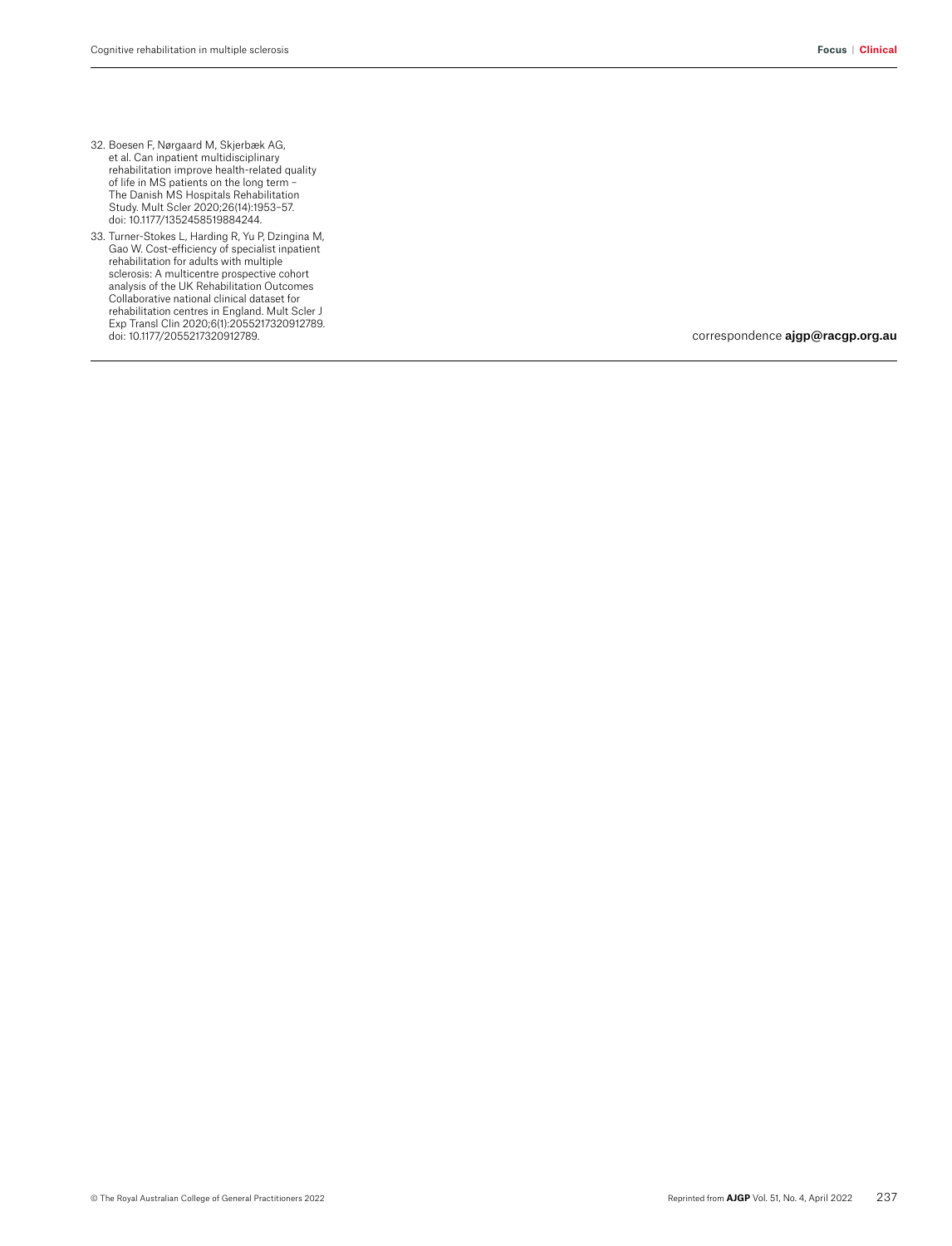32. Boesen F, Nørgaard M, Skjerbæk AG, et al. Can inpatient multidisciplinary rehabilitation improve health-related quality of life in MS patients on the long term – The Danish MS Hospitals Rehabilitation Study. Mult Scler 2020;26(14):1953–57. doi: 10.1177/1352458519884244.

33. Turner-Stokes L, Harding R, Yu P, Dzingina M, Gao W. Cost-efficiency of specialist inpatient rehabilitation for adults with multiple sclerosis: A multicentre prospective cohort analysis of the UK Rehabilitation Outcomes Collaborative national clinical dataset for rehabilitation centres in England. Mult Scler J Exp Transl Clin 2020;6(1):2055217320912789. doi: 10.1177/2055217320912789.

correspondence **ajgp@racgp.org.au**